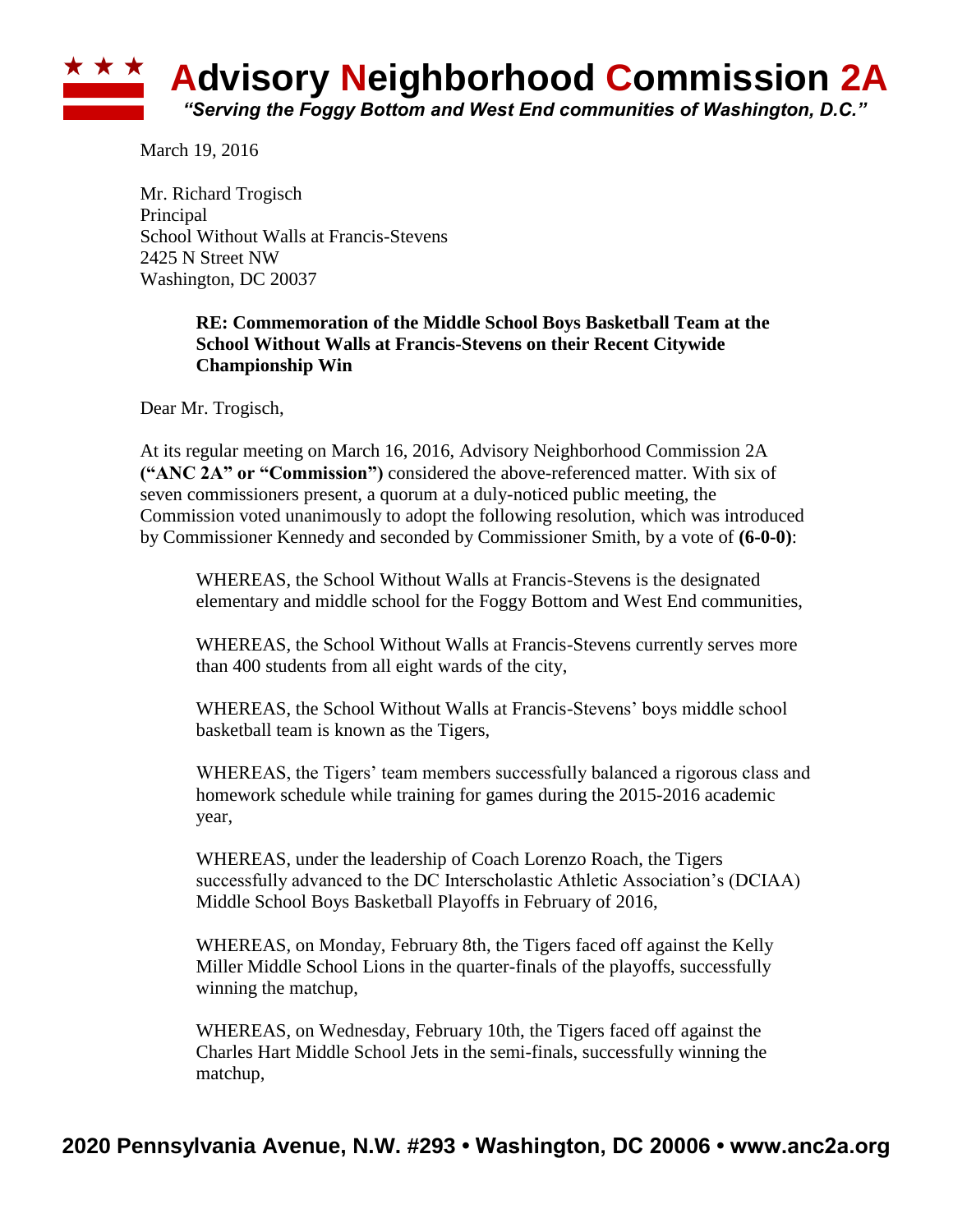# Advisory Neighborhood Commission 2A

*"Serving the Foggy Bottom and West End communities of Washington, D.C."*

March 19, 2016

Mr. Richard Trogisch
Principal
School Without Walls at Francis-Stevens
2425 N Street NW
Washington, DC 20037

**RE: Commemoration of the Middle School Boys Basketball Team at the School Without Walls at Francis-Stevens on their Recent Citywide Championship Win**

Dear Mr. Trogisch,

At its regular meeting on March 16, 2016, Advisory Neighborhood Commission 2A **("ANC 2A" or "Commission")** considered the above-referenced matter. With six of seven commissioners present, a quorum at a duly-noticed public meeting, the Commission voted unanimously to adopt the following resolution, which was introduced by Commissioner Kennedy and seconded by Commissioner Smith, by a vote of **(6-0-0)**:

WHEREAS, the School Without Walls at Francis-Stevens is the designated elementary and middle school for the Foggy Bottom and West End communities,

WHEREAS, the School Without Walls at Francis-Stevens currently serves more than 400 students from all eight wards of the city,

WHEREAS, the School Without Walls at Francis-Stevens' boys middle school basketball team is known as the Tigers,

WHEREAS, the Tigers' team members successfully balanced a rigorous class and homework schedule while training for games during the 2015-2016 academic year,

WHEREAS, under the leadership of Coach Lorenzo Roach, the Tigers successfully advanced to the DC Interscholastic Athletic Association's (DCIAA) Middle School Boys Basketball Playoffs in February of 2016,

WHEREAS, on Monday, February 8th, the Tigers faced off against the Kelly Miller Middle School Lions in the quarter-finals of the playoffs, successfully winning the matchup,

WHEREAS, on Wednesday, February 10th, the Tigers faced off against the Charles Hart Middle School Jets in the semi-finals, successfully winning the matchup,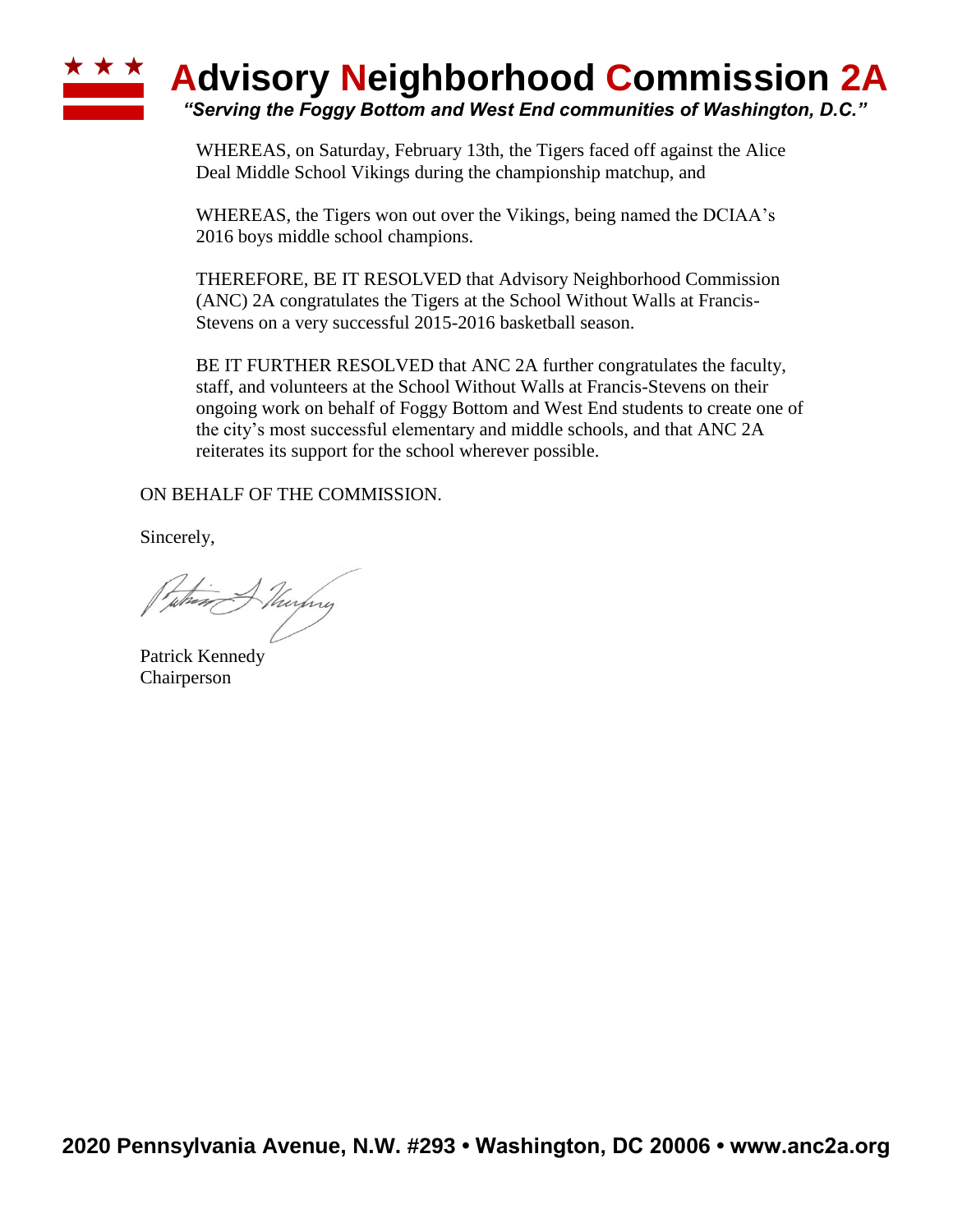WHEREAS, on Saturday, February 13th, the Tigers faced off against the Alice Deal Middle School Vikings during the championship matchup, and

WHEREAS, the Tigers won out over the Vikings, being named the DCIAA's 2016 boys middle school champions.

THEREFORE, BE IT RESOLVED that Advisory Neighborhood Commission (ANC) 2A congratulates the Tigers at the School Without Walls at Francis-Stevens on a very successful 2015-2016 basketball season.

BE IT FURTHER RESOLVED that ANC 2A further congratulates the faculty, staff, and volunteers at the School Without Walls at Francis-Stevens on their ongoing work on behalf of Foggy Bottom and West End students to create one of the city's most successful elementary and middle schools, and that ANC 2A reiterates its support for the school wherever possible.

ON BEHALF OF THE COMMISSION.

Sincerely,

Patrick Kennedy
Chairperson